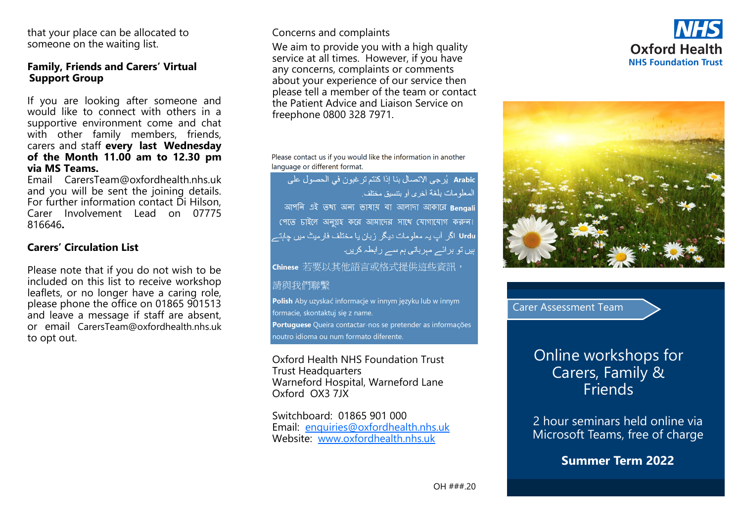that your place can be allocated to someone on the waiting list.

## Family, Friends and Carers' Virtual Support Group

If you are looking after someone and would like to connect with others in a supportive environment come and chat with other family members, friends, carers and staff **every last Wednesday of the Month 11.00 am to 12.30 pm via MS Teams.**
Email CarersTeam@oxfordhealth.nhs.uk and you will be sent the joining details. For further information contact Di Hilson, Carer Involvement Lead on 07775 816646**.**

## Carers' Circulation List

Please note that if you do not wish to be included on this list to receive workshop leaflets, or no longer have a caring role, please phone the office on 01865 901513 and leave a message if staff are absent, or email CarersTeam@oxfordhealth.nhs.uk to opt out.

Concerns and complaints

We aim to provide you with a high quality service at all times. However, if you have any concerns, complaints or comments about your experience of our service then please tell a member of the team or contact the Patient Advice and Liaison Service on freephone 0800 328 7971.

Please contact us if you would like the information in another language or different format.

**Arabic** يُرجى الاتصال بنا إذا كنتم ترغبون في الحصول على المعلومات بلغة أخرى أو بتنسيق مختلف.

**Bengali** আপনি এই তথ্য অন্য ভাষায় বা আলাদা আকারে পেতে চাইলে অনুগ্রহ করে আমাদের সাথে যোগাযোগ করুন।

**Urdu** اگر آپ یہ معلومات دیگر زبان یا مختلف فارمیٹ میں چاہتے ہیں تو برائے مہربانی ہم سے رابطہ کریں۔

**Chinese** 若要以其他語言或格式提供這些資訊，請與我們聯繫

**Polish** Aby uzyskać informacje w innym języku lub w innym formacie, skontaktuj się z name.

**Portuguese** Queira contactar-nos se pretender as informações noutro idioma ou num formato diferente.

Oxford Health NHS Foundation Trust
Trust Headquarters
Warneford Hospital, Warneford Lane
Oxford OX3 7JX

Switchboard: 01865 901 000
Email: enquiries@oxfordhealth.nhs.uk
Website: www.oxfordhealth.nhs.uk

OH ###.20

NHS
Oxford Health
NHS Foundation Trust

Carer Assessment Team

# Online workshops for Carers, Family & Friends

2 hour seminars held online via Microsoft Teams, free of charge

**Summer Term 2022**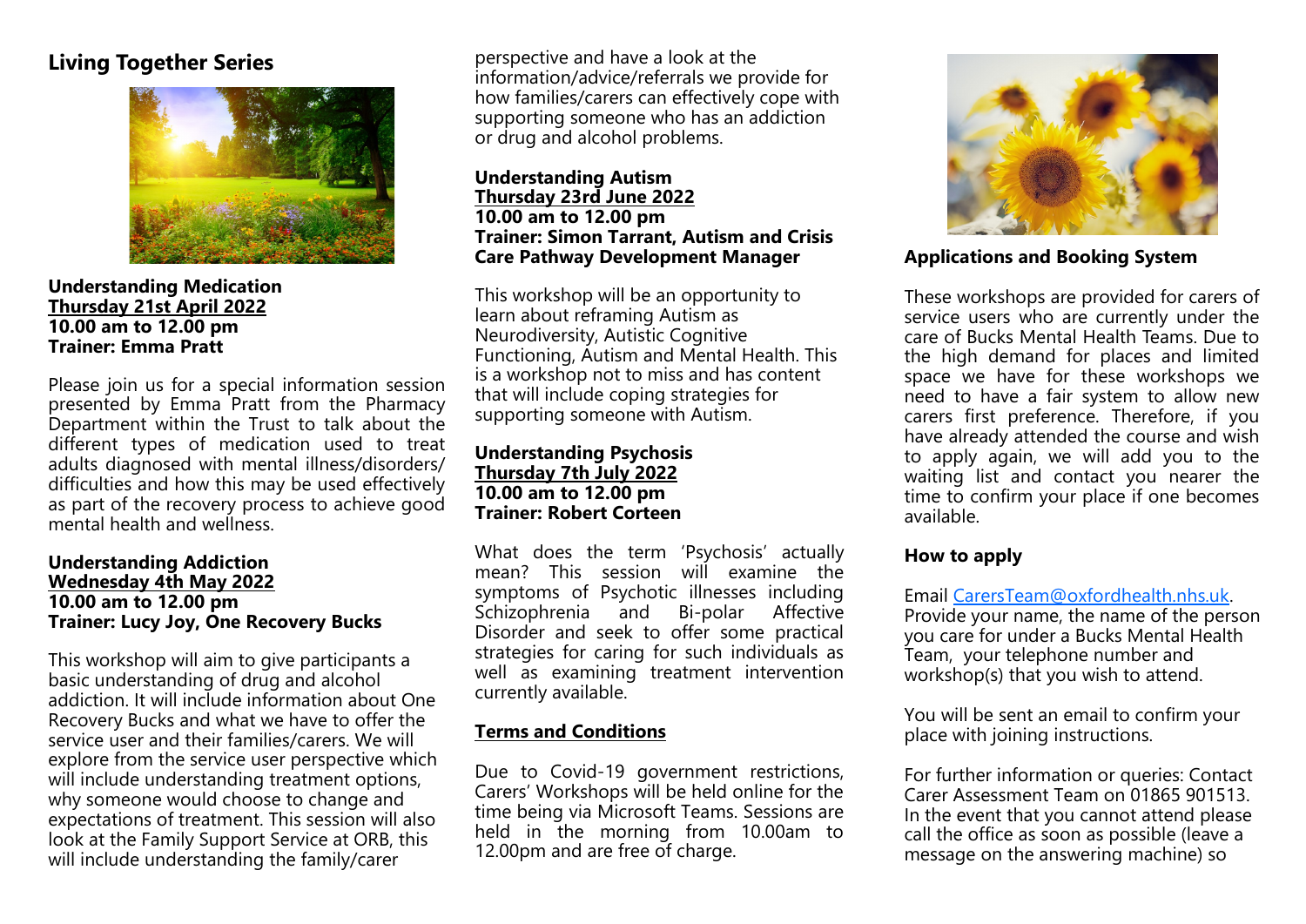## Living Together Series

**Understanding Medication**
**Thursday 21st April 2022**
**10.00 am to 12.00 pm**
**Trainer: Emma Pratt**

Please join us for a special information session presented by Emma Pratt from the Pharmacy Department within the Trust to talk about the different types of medication used to treat adults diagnosed with mental illness/disorders/ difficulties and how this may be used effectively as part of the recovery process to achieve good mental health and wellness.

**Understanding Addiction**
**Wednesday 4th May 2022**
**10.00 am to 12.00 pm**
**Trainer: Lucy Joy, One Recovery Bucks**

This workshop will aim to give participants a basic understanding of drug and alcohol addiction. It will include information about One Recovery Bucks and what we have to offer the service user and their families/carers. We will explore from the service user perspective which will include understanding treatment options, why someone would choose to change and expectations of treatment. This session will also look at the Family Support Service at ORB, this will include understanding the family/carer perspective and have a look at the information/advice/referrals we provide for how families/carers can effectively cope with supporting someone who has an addiction or drug and alcohol problems.

**Understanding Autism**
**Thursday 23rd June 2022**
**10.00 am to 12.00 pm**
**Trainer: Simon Tarrant, Autism and Crisis Care Pathway Development Manager**

This workshop will be an opportunity to learn about reframing Autism as Neurodiversity, Autistic Cognitive Functioning, Autism and Mental Health. This is a workshop not to miss and has content that will include coping strategies for supporting someone with Autism.

**Understanding Psychosis**
**Thursday 7th July 2022**
**10.00 am to 12.00 pm**
**Trainer: Robert Corteen**

What does the term 'Psychosis' actually mean? This session will examine the symptoms of Psychotic illnesses including Schizophrenia and Bi-polar Affective Disorder and seek to offer some practical strategies for caring for such individuals as well as examining treatment intervention currently available.

### Terms and Conditions

Due to Covid-19 government restrictions, Carers' Workshops will be held online for the time being via Microsoft Teams. Sessions are held in the morning from 10.00am to 12.00pm and are free of charge.

### Applications and Booking System

These workshops are provided for carers of service users who are currently under the care of Bucks Mental Health Teams. Due to the high demand for places and limited space we have for these workshops we need to have a fair system to allow new carers first preference. Therefore, if you have already attended the course and wish to apply again, we will add you to the waiting list and contact you nearer the time to confirm your place if one becomes available.

### How to apply

Email CarersTeam@oxfordhealth.nhs.uk. Provide your name, the name of the person you care for under a Bucks Mental Health Team, your telephone number and workshop(s) that you wish to attend.

You will be sent an email to confirm your place with joining instructions.

For further information or queries: Contact Carer Assessment Team on 01865 901513. In the event that you cannot attend please call the office as soon as possible (leave a message on the answering machine) so